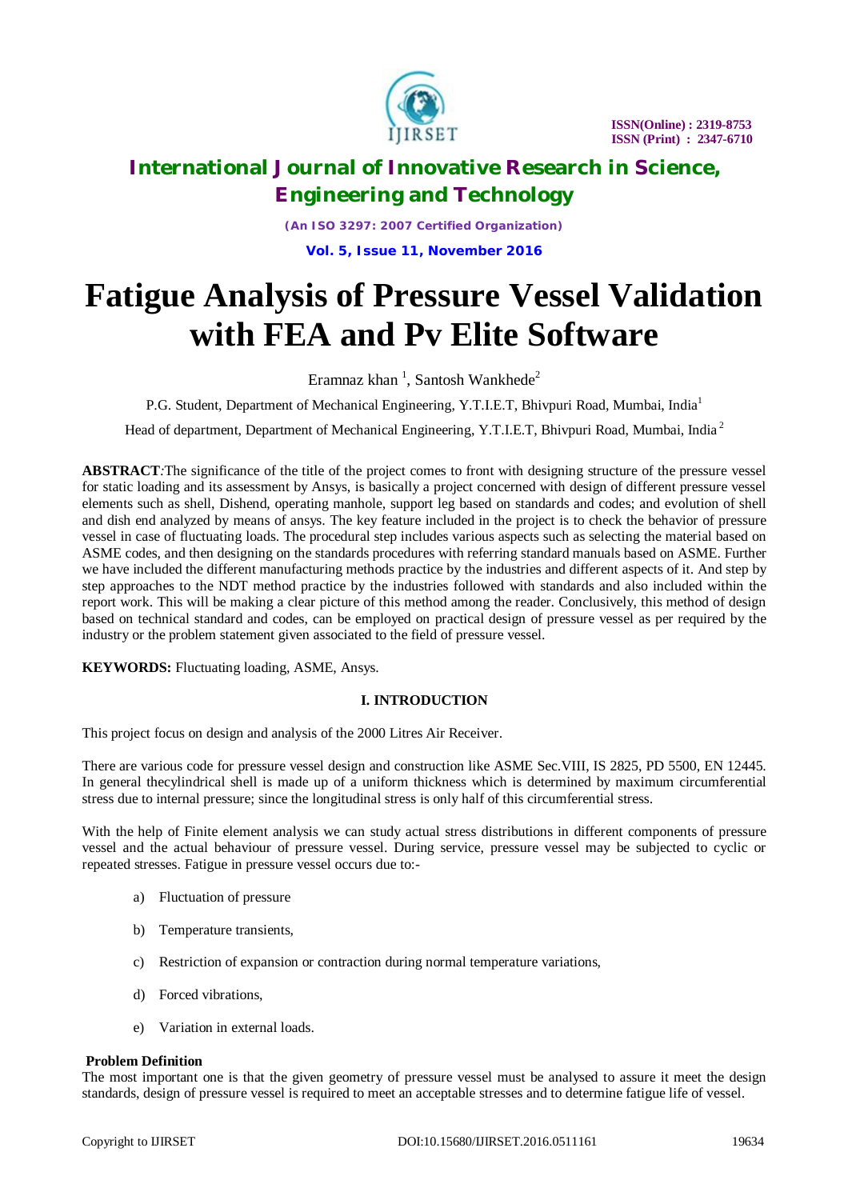# Fatigue Analysis of Pressure Vessel Validation with FEA and Pv Elite Software

Eramnaz khan [1], Santosh Wankhede[2]

P.G. Student, Department of Mechanical Engineering, Y.T.I.E.T, Bhivpuri Road, Mumbai, India[1]

Head of department, Department of Mechanical Engineering, Y.T.I.E.T, Bhivpuri Road, Mumbai, India [2]

**ABSTRACT**:The significance of the title of the project comes to front with designing structure of the pressure vessel for static loading and its assessment by Ansys, is basically a project concerned with design of different pressure vessel elements such as shell, Dishend, operating manhole, support leg based on standards and codes; and evolution of shell and dish end analyzed by means of ansys. The key feature included in the project is to check the behavior of pressure vessel in case of fluctuating loads. The procedural step includes various aspects such as selecting the material based on ASME codes, and then designing on the standards procedures with referring standard manuals based on ASME. Further we have included the different manufacturing methods practice by the industries and different aspects of it. And step by step approaches to the NDT method practice by the industries followed with standards and also included within the report work. This will be making a clear picture of this method among the reader. Conclusively, this method of design based on technical standard and codes, can be employed on practical design of pressure vessel as per required by the industry or the problem statement given associated to the field of pressure vessel.

**KEYWORDS:** Fluctuating loading, ASME, Ansys.

## I. INTRODUCTION

This project focus on design and analysis of the 2000 Litres Air Receiver.

There are various code for pressure vessel design and construction like ASME Sec.VIII, IS 2825, PD 5500, EN 12445. In general thecylindrical shell is made up of a uniform thickness which is determined by maximum circumferential stress due to internal pressure; since the longitudinal stress is only half of this circumferential stress.

With the help of Finite element analysis we can study actual stress distributions in different components of pressure vessel and the actual behaviour of pressure vessel. During service, pressure vessel may be subjected to cyclic or repeated stresses. Fatigue in pressure vessel occurs due to:-

a) Fluctuation of pressure

b) Temperature transients,

c) Restriction of expansion or contraction during normal temperature variations,

d) Forced vibrations,

e) Variation in external loads.

### Problem Definition

The most important one is that the given geometry of pressure vessel must be analysed to assure it meet the design standards, design of pressure vessel is required to meet an acceptable stresses and to determine fatigue life of vessel.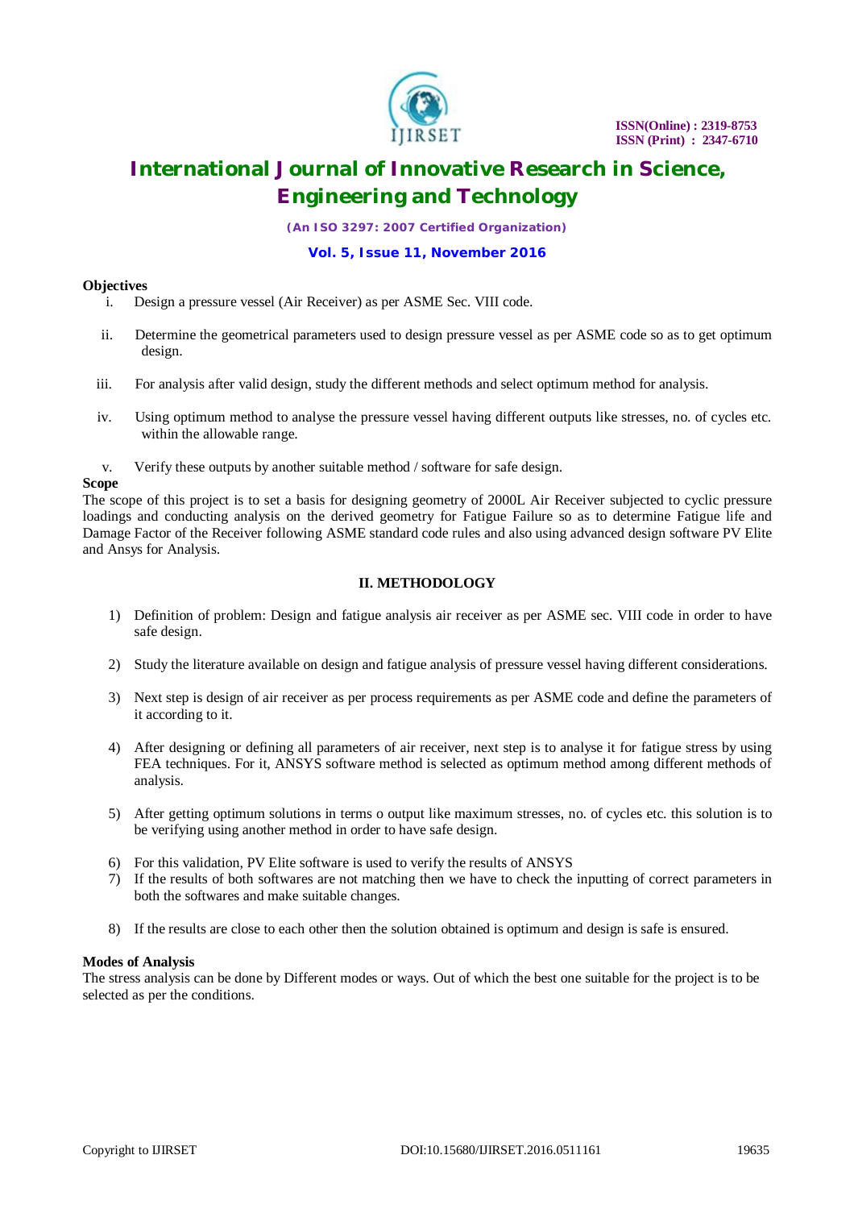**Objectives**

i. Design a pressure vessel (Air Receiver) as per ASME Sec. VIII code.

ii. Determine the geometrical parameters used to design pressure vessel as per ASME code so as to get optimum design.

iii. For analysis after valid design, study the different methods and select optimum method for analysis.

iv. Using optimum method to analyse the pressure vessel having different outputs like stresses, no. of cycles etc. within the allowable range.

v. Verify these outputs by another suitable method / software for safe design.

**Scope**

The scope of this project is to set a basis for designing geometry of 2000L Air Receiver subjected to cyclic pressure loadings and conducting analysis on the derived geometry for Fatigue Failure so as to determine Fatigue life and Damage Factor of the Receiver following ASME standard code rules and also using advanced design software PV Elite and Ansys for Analysis.

## II. METHODOLOGY

1) Definition of problem: Design and fatigue analysis air receiver as per ASME sec. VIII code in order to have safe design.

2) Study the literature available on design and fatigue analysis of pressure vessel having different considerations.

3) Next step is design of air receiver as per process requirements as per ASME code and define the parameters of it according to it.

4) After designing or defining all parameters of air receiver, next step is to analyse it for fatigue stress by using FEA techniques. For it, ANSYS software method is selected as optimum method among different methods of analysis.

5) After getting optimum solutions in terms o output like maximum stresses, no. of cycles etc. this solution is to be verifying using another method in order to have safe design.

6) For this validation, PV Elite software is used to verify the results of ANSYS
7) If the results of both softwares are not matching then we have to check the inputting of correct parameters in both the softwares and make suitable changes.

8) If the results are close to each other then the solution obtained is optimum and design is safe is ensured.

**Modes of Analysis**

The stress analysis can be done by Different modes or ways. Out of which the best one suitable for the project is to be selected as per the conditions.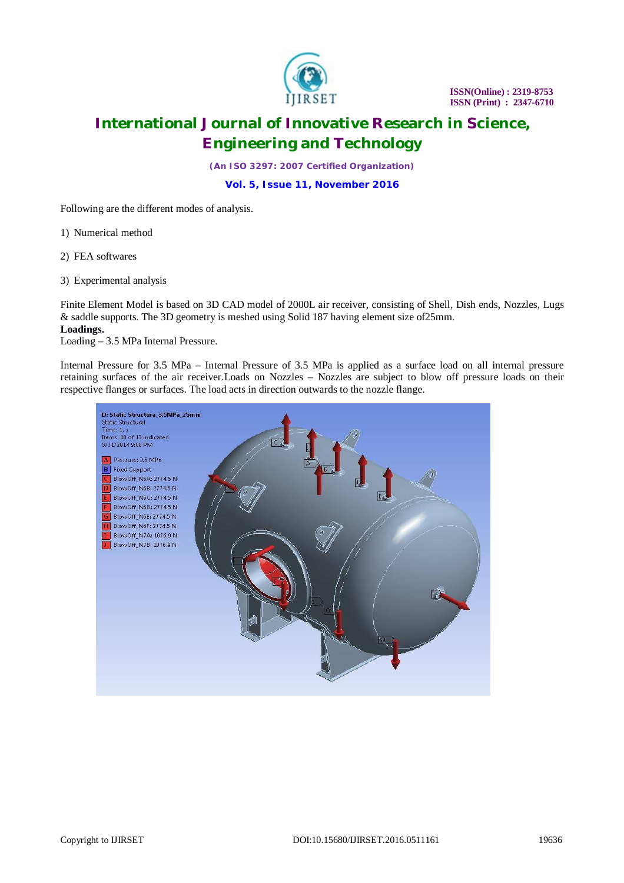Following are the different modes of analysis.

1) Numerical method

2) FEA softwares

3) Experimental analysis

Finite Element Model is based on 3D CAD model of 2000L air receiver, consisting of Shell, Dish ends, Nozzles, Lugs & saddle supports. The 3D geometry is meshed using Solid 187 having element size of25mm.

**Loadings.**

Loading – 3.5 MPa Internal Pressure.

Internal Pressure for 3.5 MPa – Internal Pressure of 3.5 MPa is applied as a surface load on all internal pressure retaining surfaces of the air receiver.Loads on Nozzles – Nozzles are subject to blow off pressure loads on their respective flanges or surfaces. The load acts in direction outwards to the nozzle flange.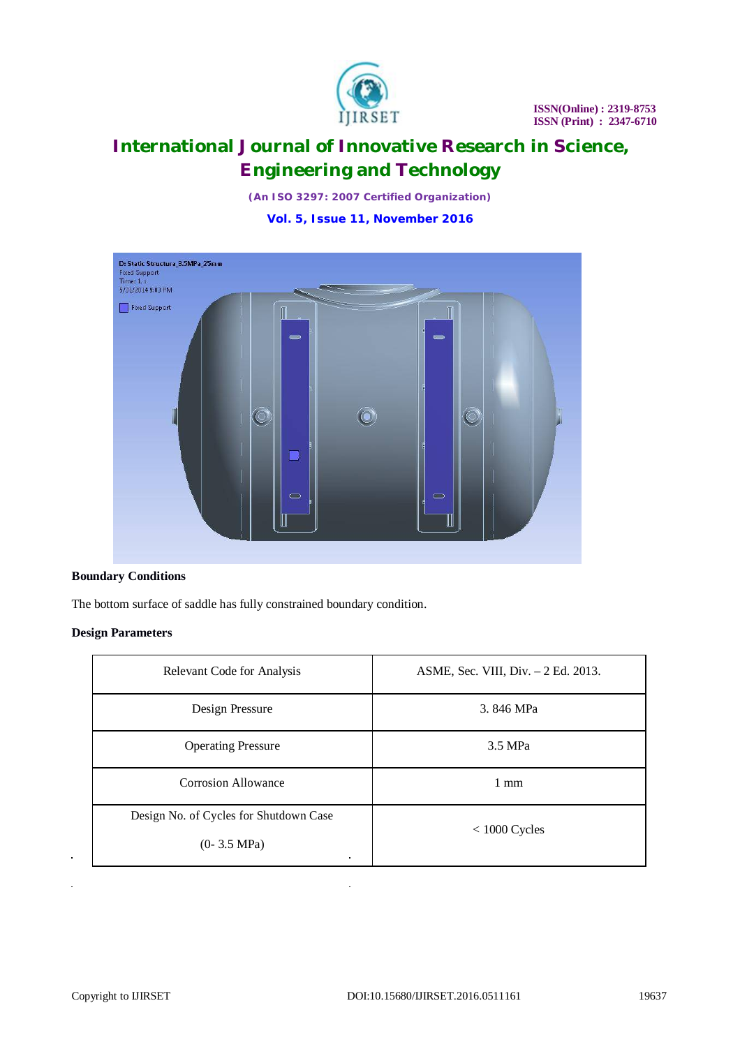**Boundary Conditions**

The bottom surface of saddle has fully constrained boundary condition.

**Design Parameters**

| Relevant Code for Analysis | ASME, Sec. VIII, Div. – 2 Ed. 2013. |
|---|---|
| Design Pressure | 3. 846 MPa |
| Operating Pressure | 3.5 MPa |
| Corrosion Allowance | 1 mm |
| Design No. of Cycles for Shutdown Case (0- 3.5 MPa) | < 1000 Cycles |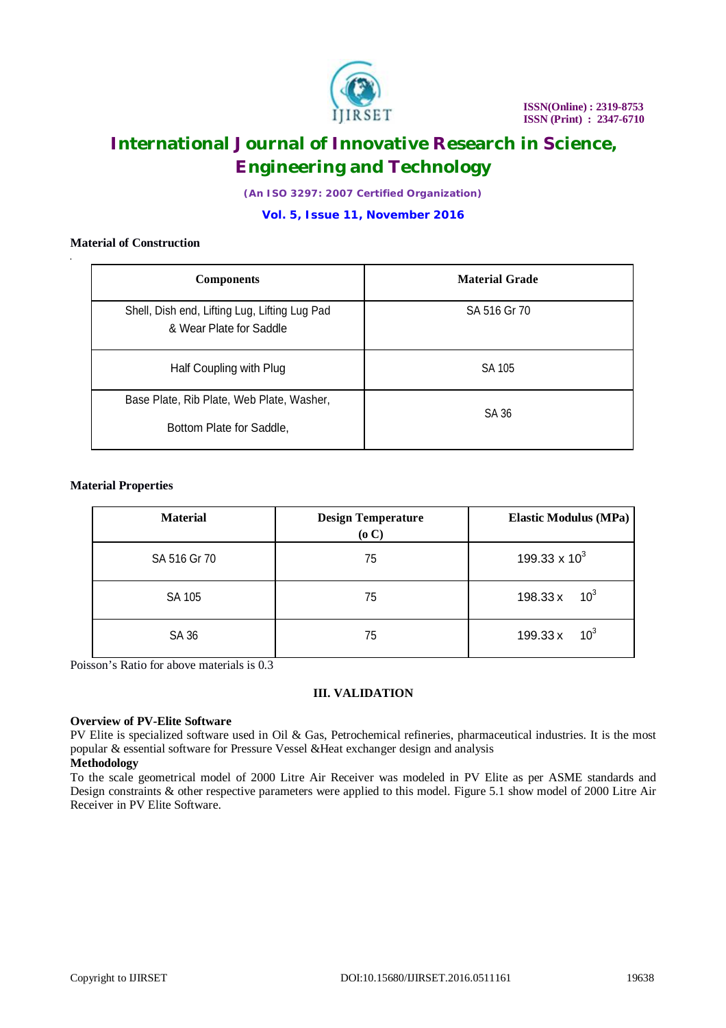**Material of Construction**

| Components | Material Grade |
|---|---|
| Shell, Dish end, Lifting Lug, Lifting Lug Pad & Wear Plate for Saddle | SA 516 Gr 70 |
| Half Coupling with Plug | SA 105 |
| Base Plate, Rib Plate, Web Plate, Washer, Bottom Plate for Saddle, | SA 36 |

**Material Properties**

| Material | Design Temperature (o C) | Elastic Modulus (MPa) |
|---|---|---|
| SA 516 Gr 70 | 75 | $199.33 \times 10^3$ |
| SA 105 | 75 | $198.33 \times 10^3$ |
| SA 36 | 75 | $199.33 \times 10^3$ |

Poisson's Ratio for above materials is 0.3

## III. VALIDATION

**Overview of PV-Elite Software**

PV Elite is specialized software used in Oil & Gas, Petrochemical refineries, pharmaceutical industries. It is the most popular & essential software for Pressure Vessel &Heat exchanger design and analysis

**Methodology**

To the scale geometrical model of 2000 Litre Air Receiver was modeled in PV Elite as per ASME standards and Design constraints & other respective parameters were applied to this model. Figure 5.1 show model of 2000 Litre Air Receiver in PV Elite Software.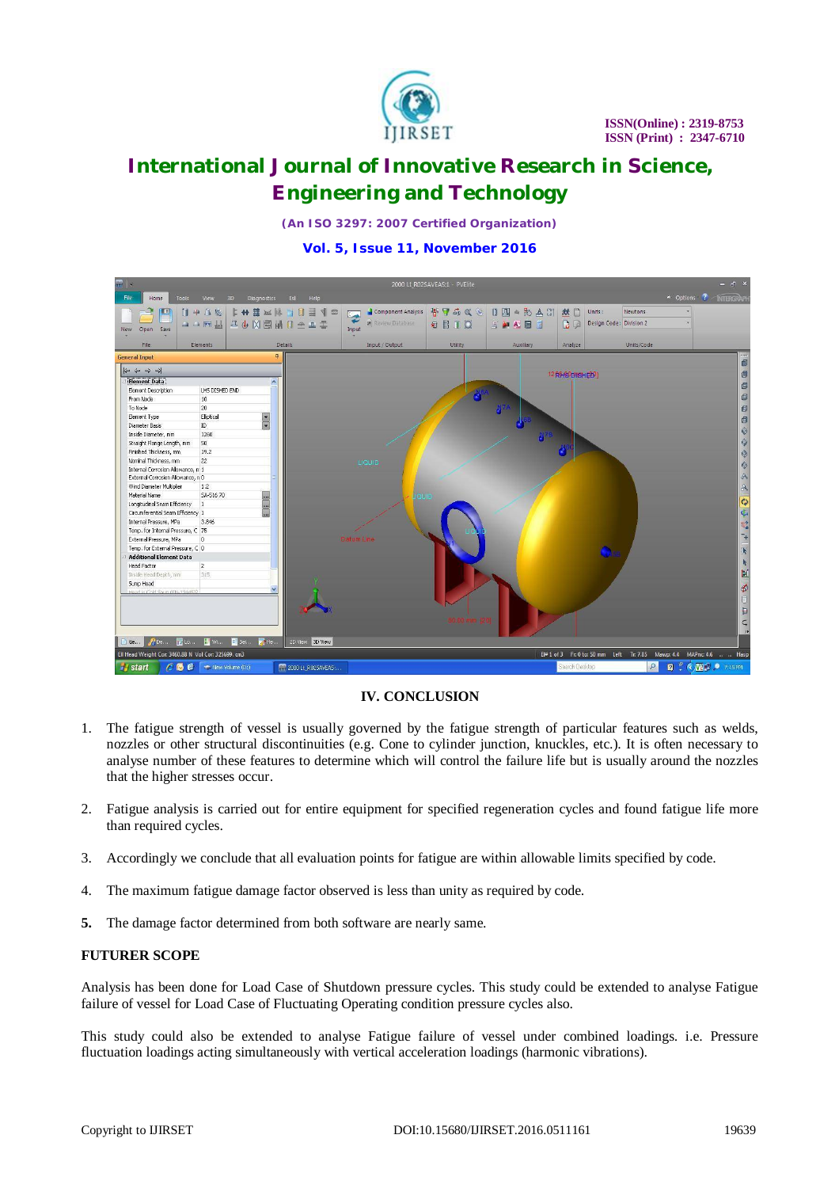## IV. CONCLUSION

1. The fatigue strength of vessel is usually governed by the fatigue strength of particular features such as welds, nozzles or other structural discontinuities (e.g. Cone to cylinder junction, knuckles, etc.). It is often necessary to analyse number of these features to determine which will control the failure life but is usually around the nozzles that the higher stresses occur.

2. Fatigue analysis is carried out for entire equipment for specified regeneration cycles and found fatigue life more than required cycles.

3. Accordingly we conclude that all evaluation points for fatigue are within allowable limits specified by code.

4. The maximum fatigue damage factor observed is less than unity as required by code.

5. The damage factor determined from both software are nearly same.

**FUTURER SCOPE**

Analysis has been done for Load Case of Shutdown pressure cycles. This study could be extended to analyse Fatigue failure of vessel for Load Case of Fluctuating Operating condition pressure cycles also.

This study could also be extended to analyse Fatigue failure of vessel under combined loadings. i.e. Pressure fluctuation loadings acting simultaneously with vertical acceleration loadings (harmonic vibrations).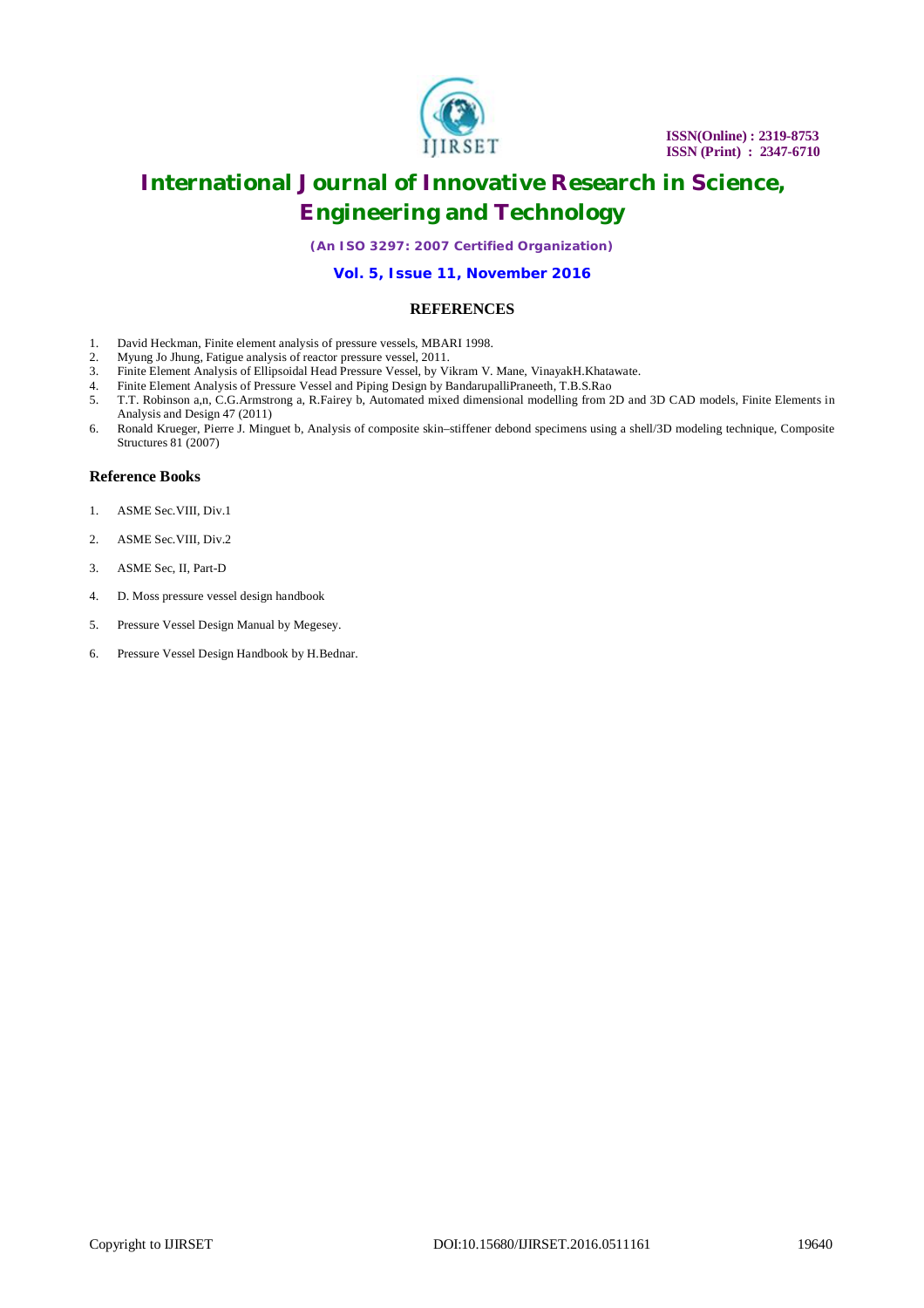## REFERENCES

1. David Heckman, Finite element analysis of pressure vessels, MBARI 1998.
2. Myung Jo Jhung, Fatigue analysis of reactor pressure vessel, 2011.
3. Finite Element Analysis of Ellipsoidal Head Pressure Vessel, by Vikram V. Mane, VinayakH.Khatawate.
4. Finite Element Analysis of Pressure Vessel and Piping Design by BandarupalliPraneeth, T.B.S.Rao
5. T.T. Robinson a,n, C.G.Armstrong a, R.Fairey b, Automated mixed dimensional modelling from 2D and 3D CAD models, Finite Elements in Analysis and Design 47 (2011)
6. Ronald Krueger, Pierre J. Minguet b, Analysis of composite skin–stiffener debond specimens using a shell/3D modeling technique, Composite Structures 81 (2007)

### Reference Books

1. ASME Sec.VIII, Div.1
2. ASME Sec.VIII, Div.2
3. ASME Sec, II, Part-D
4. D. Moss pressure vessel design handbook
5. Pressure Vessel Design Manual by Megesey.
6. Pressure Vessel Design Handbook by H.Bednar.